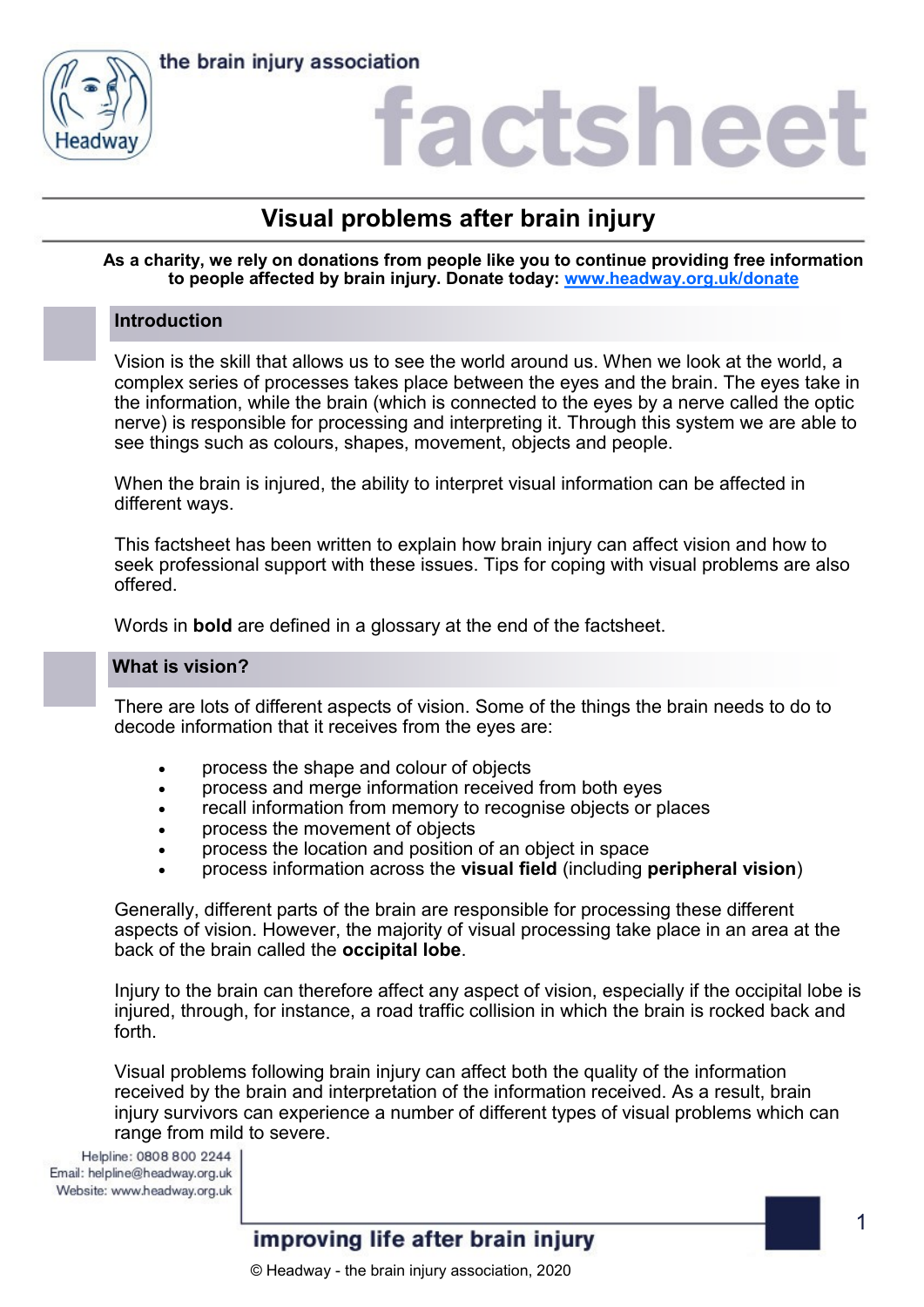# Visual problems after brain injury

**As a charity, we rely on donations from people like you to continue providing free information to people affected by brain injury. Donate today: [www.headway.org.uk/donate](www.headway.org.uk/donate)**

## Introduction

Vision is the skill that allows us to see the world around us. When we look at the world, a complex series of processes takes place between the eyes and the brain. The eyes take in the information, while the brain (which is connected to the eyes by a nerve called the optic nerve) is responsible for processing and interpreting it. Through this system we are able to see things such as colours, shapes, movement, objects and people.

When the brain is injured, the ability to interpret visual information can be affected in different ways.

This factsheet has been written to explain how brain injury can affect vision and how to seek professional support with these issues. Tips for coping with visual problems are also offered.

Words in **bold** are defined in a glossary at the end of the factsheet.

## What is vision?

There are lots of different aspects of vision. Some of the things the brain needs to do to decode information that it receives from the eyes are:

- process the shape and colour of objects
- process and merge information received from both eyes
- recall information from memory to recognise objects or places
- process the movement of objects
- process the location and position of an object in space
- process information across the **visual field** (including **peripheral vision**)

Generally, different parts of the brain are responsible for processing these different aspects of vision. However, the majority of visual processing take place in an area at the back of the brain called the **occipital lobe**.

Injury to the brain can therefore affect any aspect of vision, especially if the occipital lobe is injured, through, for instance, a road traffic collision in which the brain is rocked back and forth.

Visual problems following brain injury can affect both the quality of the information received by the brain and interpretation of the information received. As a result, brain injury survivors can experience a number of different types of visual problems which can range from mild to severe.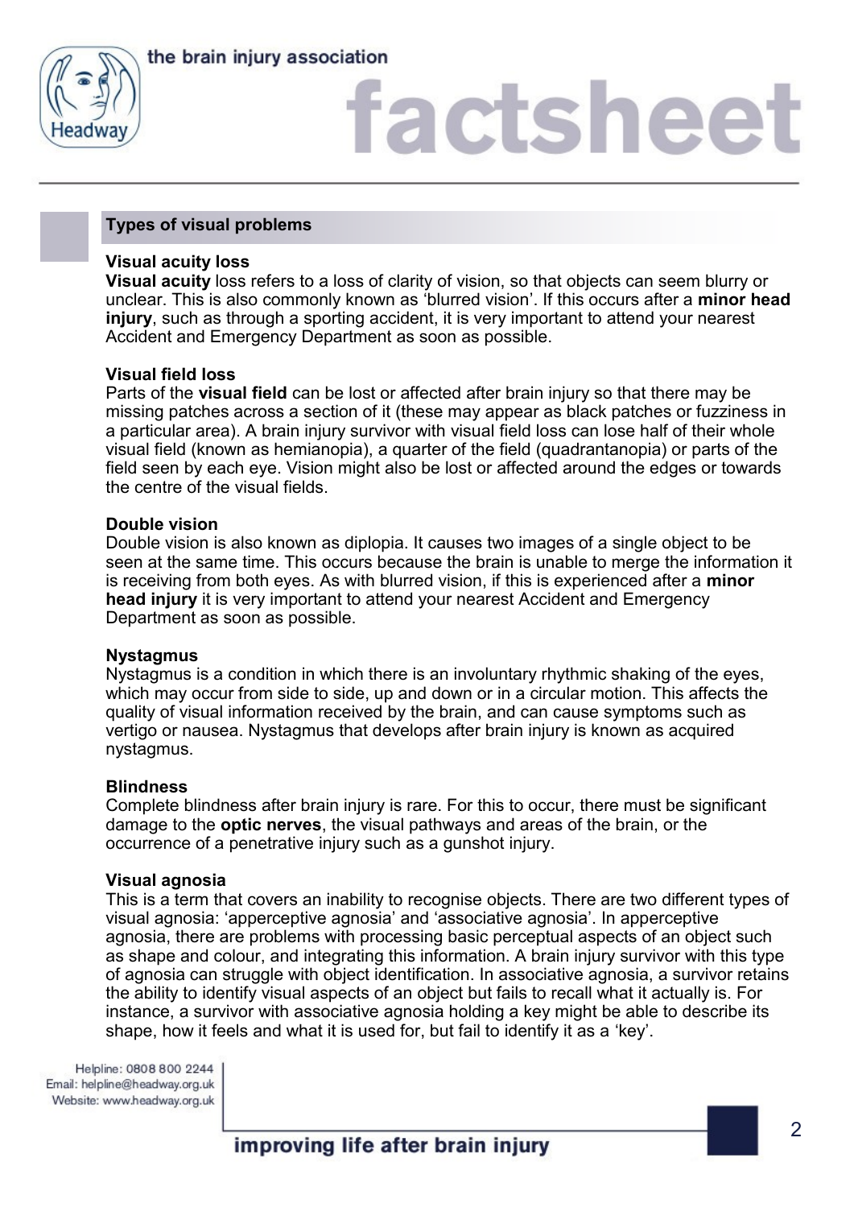## Types of visual problems

### Visual acuity loss

**Visual acuity** loss refers to a loss of clarity of vision, so that objects can seem blurry or unclear. This is also commonly known as 'blurred vision'. If this occurs after a **minor head injury**, such as through a sporting accident, it is very important to attend your nearest Accident and Emergency Department as soon as possible.

### Visual field loss

Parts of the **visual field** can be lost or affected after brain injury so that there may be missing patches across a section of it (these may appear as black patches or fuzziness in a particular area). A brain injury survivor with visual field loss can lose half of their whole visual field (known as hemianopia), a quarter of the field (quadrantanopia) or parts of the field seen by each eye. Vision might also be lost or affected around the edges or towards the centre of the visual fields.

### Double vision

Double vision is also known as diplopia. It causes two images of a single object to be seen at the same time. This occurs because the brain is unable to merge the information it is receiving from both eyes. As with blurred vision, if this is experienced after a **minor head injury** it is very important to attend your nearest Accident and Emergency Department as soon as possible.

### Nystagmus

Nystagmus is a condition in which there is an involuntary rhythmic shaking of the eyes, which may occur from side to side, up and down or in a circular motion. This affects the quality of visual information received by the brain, and can cause symptoms such as vertigo or nausea. Nystagmus that develops after brain injury is known as acquired nystagmus.

### Blindness

Complete blindness after brain injury is rare. For this to occur, there must be significant damage to the **optic nerves**, the visual pathways and areas of the brain, or the occurrence of a penetrative injury such as a gunshot injury.

### Visual agnosia

This is a term that covers an inability to recognise objects. There are two different types of visual agnosia: 'apperceptive agnosia' and 'associative agnosia'. In apperceptive agnosia, there are problems with processing basic perceptual aspects of an object such as shape and colour, and integrating this information. A brain injury survivor with this type of agnosia can struggle with object identification. In associative agnosia, a survivor retains the ability to identify visual aspects of an object but fails to recall what it actually is. For instance, a survivor with associative agnosia holding a key might be able to describe its shape, how it feels and what it is used for, but fail to identify it as a 'key'.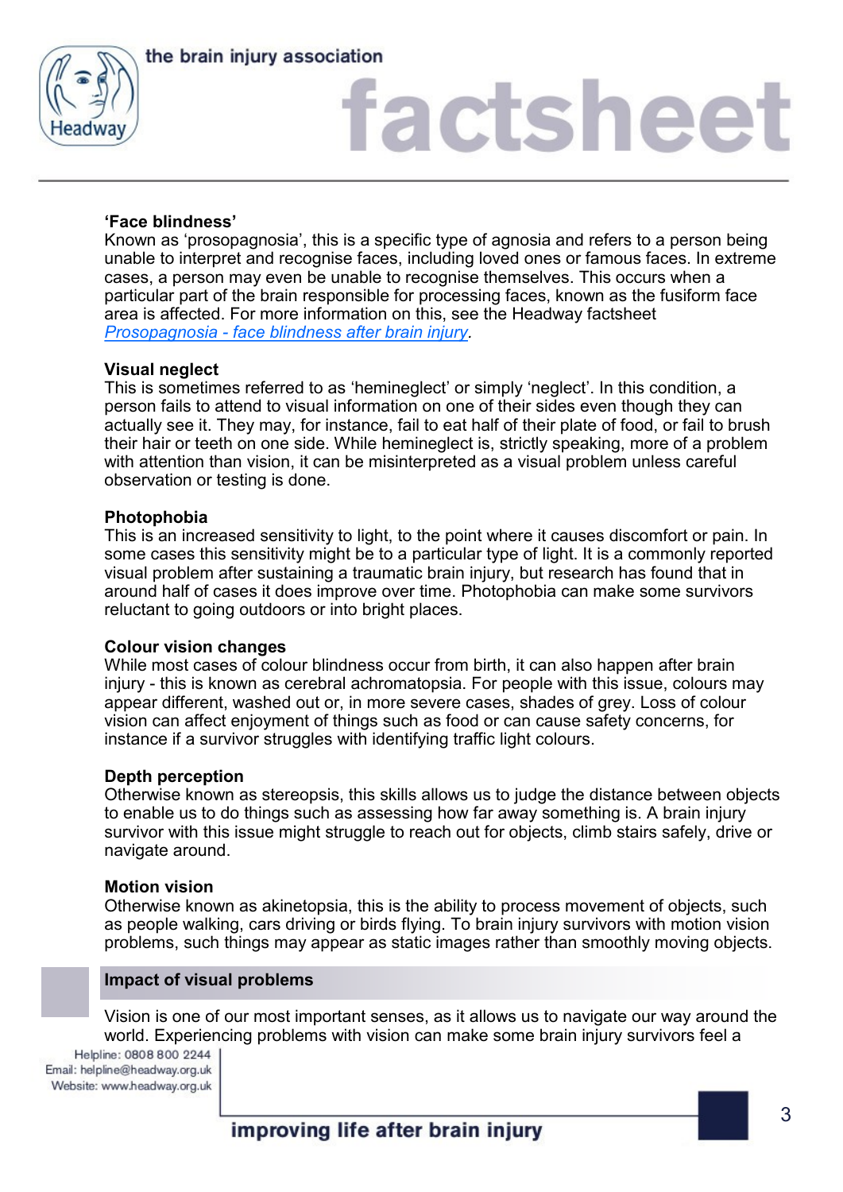**'Face blindness'**
Known as 'prosopagnosia', this is a specific type of agnosia and refers to a person being unable to interpret and recognise faces, including loved ones or famous faces. In extreme cases, a person may even be unable to recognise themselves. This occurs when a particular part of the brain responsible for processing faces, known as the fusiform face area is affected. For more information on this, see the Headway factsheet *Prosopagnosia - face blindness after brain injury*.

**Visual neglect**
This is sometimes referred to as 'hemineglect' or simply 'neglect'. In this condition, a person fails to attend to visual information on one of their sides even though they can actually see it. They may, for instance, fail to eat half of their plate of food, or fail to brush their hair or teeth on one side. While hemineglect is, strictly speaking, more of a problem with attention than vision, it can be misinterpreted as a visual problem unless careful observation or testing is done.

**Photophobia**
This is an increased sensitivity to light, to the point where it causes discomfort or pain. In some cases this sensitivity might be to a particular type of light. It is a commonly reported visual problem after sustaining a traumatic brain injury, but research has found that in around half of cases it does improve over time. Photophobia can make some survivors reluctant to going outdoors or into bright places.

**Colour vision changes**
While most cases of colour blindness occur from birth, it can also happen after brain injury - this is known as cerebral achromatopsia. For people with this issue, colours may appear different, washed out or, in more severe cases, shades of grey. Loss of colour vision can affect enjoyment of things such as food or can cause safety concerns, for instance if a survivor struggles with identifying traffic light colours.

**Depth perception**
Otherwise known as stereopsis, this skills allows us to judge the distance between objects to enable us to do things such as assessing how far away something is. A brain injury survivor with this issue might struggle to reach out for objects, climb stairs safely, drive or navigate around.

**Motion vision**
Otherwise known as akinetopsia, this is the ability to process movement of objects, such as people walking, cars driving or birds flying. To brain injury survivors with motion vision problems, such things may appear as static images rather than smoothly moving objects.

## Impact of visual problems

Vision is one of our most important senses, as it allows us to navigate our way around the world. Experiencing problems with vision can make some brain injury survivors feel a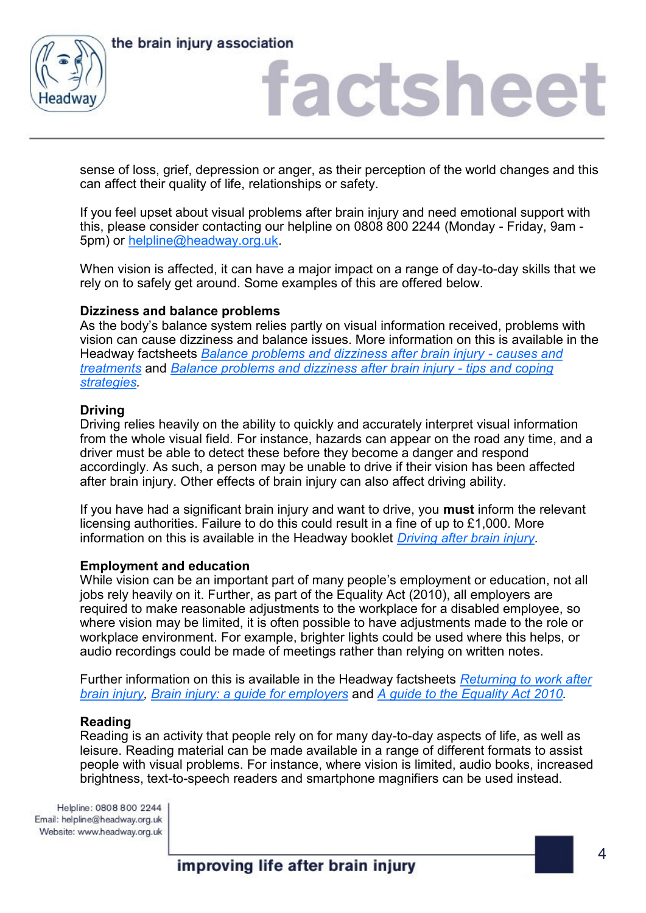sense of loss, grief, depression or anger, as their perception of the world changes and this can affect their quality of life, relationships or safety.

If you feel upset about visual problems after brain injury and need emotional support with this, please consider contacting our helpline on 0808 800 2244 (Monday - Friday, 9am - 5pm) or helpline@headway.org.uk.

When vision is affected, it can have a major impact on a range of day-to-day skills that we rely on to safely get around. Some examples of this are offered below.

**Dizziness and balance problems**
As the body's balance system relies partly on visual information received, problems with vision can cause dizziness and balance issues. More information on this is available in the Headway factsheets *Balance problems and dizziness after brain injury - causes and treatments* and *Balance problems and dizziness after brain injury - tips and coping strategies*.

**Driving**
Driving relies heavily on the ability to quickly and accurately interpret visual information from the whole visual field. For instance, hazards can appear on the road any time, and a driver must be able to detect these before they become a danger and respond accordingly. As such, a person may be unable to drive if their vision has been affected after brain injury. Other effects of brain injury can also affect driving ability.

If you have had a significant brain injury and want to drive, you **must** inform the relevant licensing authorities. Failure to do this could result in a fine of up to £1,000. More information on this is available in the Headway booklet *Driving after brain injury*.

**Employment and education**
While vision can be an important part of many people's employment or education, not all jobs rely heavily on it. Further, as part of the Equality Act (2010), all employers are required to make reasonable adjustments to the workplace for a disabled employee, so where vision may be limited, it is often possible to have adjustments made to the role or workplace environment. For example, brighter lights could be used where this helps, or audio recordings could be made of meetings rather than relying on written notes.

Further information on this is available in the Headway factsheets *Returning to work after brain injury*, *Brain injury: a guide for employers* and *A guide to the Equality Act 2010*.

**Reading**
Reading is an activity that people rely on for many day-to-day aspects of life, as well as leisure. Reading material can be made available in a range of different formats to assist people with visual problems. For instance, where vision is limited, audio books, increased brightness, text-to-speech readers and smartphone magnifiers can be used instead.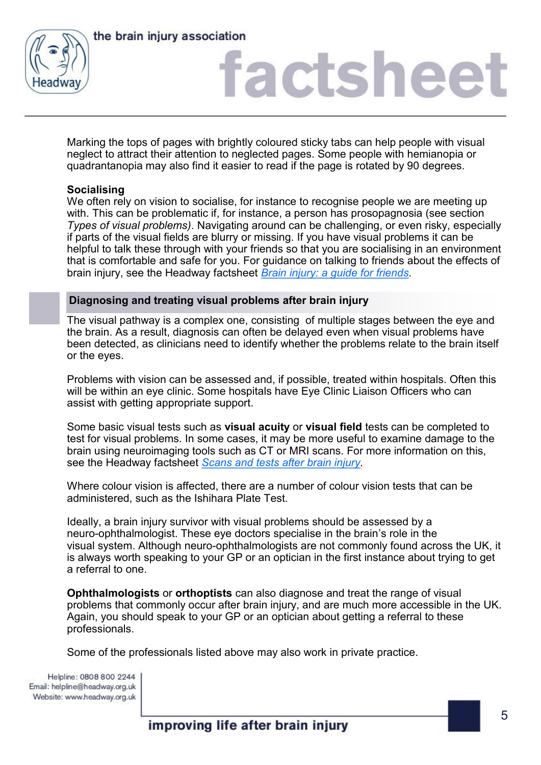Marking the tops of pages with brightly coloured sticky tabs can help people with visual neglect to attract their attention to neglected pages. Some people with hemianopia or quadrantanopia may also find it easier to read if the page is rotated by 90 degrees.

**Socialising**

We often rely on vision to socialise, for instance to recognise people we are meeting up with. This can be problematic if, for instance, a person has prosopagnosia (see section *Types of visual problems)*. Navigating around can be challenging, or even risky, especially if parts of the visual fields are blurry or missing. If you have visual problems it can be helpful to talk these through with your friends so that you are socialising in an environment that is comfortable and safe for you. For guidance on talking to friends about the effects of brain injury, see the Headway factsheet *Brain injury: a guide for friends*.

## Diagnosing and treating visual problems after brain injury

The visual pathway is a complex one, consisting of multiple stages between the eye and the brain. As a result, diagnosis can often be delayed even when visual problems have been detected, as clinicians need to identify whether the problems relate to the brain itself or the eyes.

Problems with vision can be assessed and, if possible, treated within hospitals. Often this will be within an eye clinic. Some hospitals have Eye Clinic Liaison Officers who can assist with getting appropriate support.

Some basic visual tests such as **visual acuity** or **visual field** tests can be completed to test for visual problems. In some cases, it may be more useful to examine damage to the brain using neuroimaging tools such as CT or MRI scans. For more information on this, see the Headway factsheet *Scans and tests after brain injury*.

Where colour vision is affected, there are a number of colour vision tests that can be administered, such as the Ishihara Plate Test.

Ideally, a brain injury survivor with visual problems should be assessed by a neuro-ophthalmologist. These eye doctors specialise in the brain's role in the visual system. Although neuro-ophthalmologists are not commonly found across the UK, it is always worth speaking to your GP or an optician in the first instance about trying to get a referral to one.

**Ophthalmologists** or **orthoptists** can also diagnose and treat the range of visual problems that commonly occur after brain injury, and are much more accessible in the UK. Again, you should speak to your GP or an optician about getting a referral to these professionals.

Some of the professionals listed above may also work in private practice.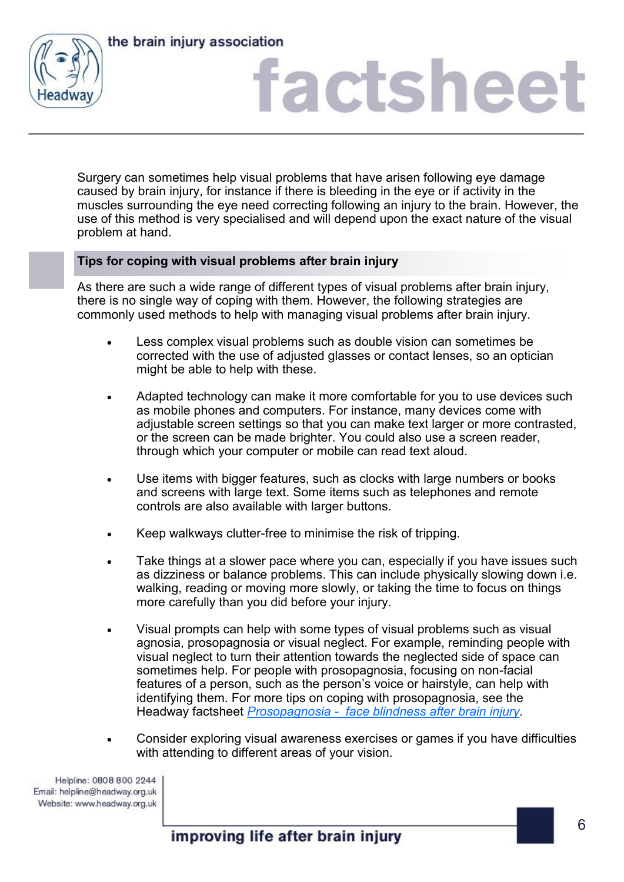Surgery can sometimes help visual problems that have arisen following eye damage caused by brain injury, for instance if there is bleeding in the eye or if activity in the muscles surrounding the eye need correcting following an injury to the brain. However, the use of this method is very specialised and will depend upon the exact nature of the visual problem at hand.

## Tips for coping with visual problems after brain injury

As there are such a wide range of different types of visual problems after brain injury, there is no single way of coping with them. However, the following strategies are commonly used methods to help with managing visual problems after brain injury.

- Less complex visual problems such as double vision can sometimes be corrected with the use of adjusted glasses or contact lenses, so an optician might be able to help with these.
- Adapted technology can make it more comfortable for you to use devices such as mobile phones and computers. For instance, many devices come with adjustable screen settings so that you can make text larger or more contrasted, or the screen can be made brighter. You could also use a screen reader, through which your computer or mobile can read text aloud.
- Use items with bigger features, such as clocks with large numbers or books and screens with large text. Some items such as telephones and remote controls are also available with larger buttons.
- Keep walkways clutter-free to minimise the risk of tripping.
- Take things at a slower pace where you can, especially if you have issues such as dizziness or balance problems. This can include physically slowing down i.e. walking, reading or moving more slowly, or taking the time to focus on things more carefully than you did before your injury.
- Visual prompts can help with some types of visual problems such as visual agnosia, prosopagnosia or visual neglect. For example, reminding people with visual neglect to turn their attention towards the neglected side of space can sometimes help. For people with prosopagnosia, focusing on non-facial features of a person, such as the person's voice or hairstyle, can help with identifying them. For more tips on coping with prosopagnosia, see the Headway factsheet *Prosopagnosia - face blindness after brain injury*.
- Consider exploring visual awareness exercises or games if you have difficulties with attending to different areas of your vision.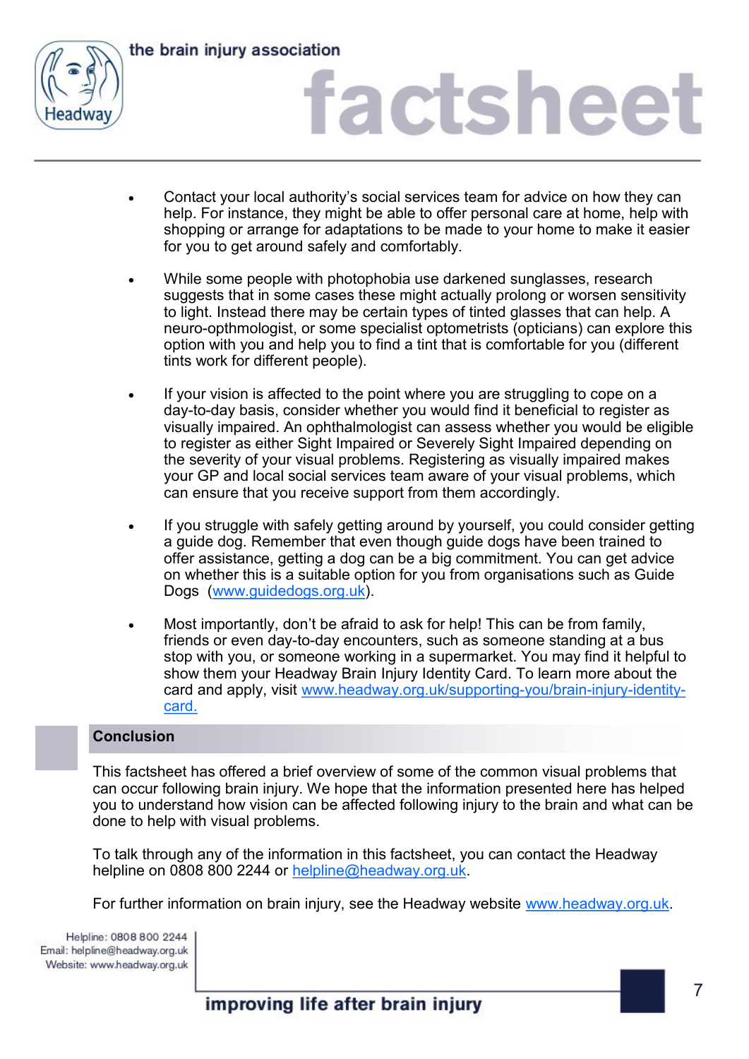- Contact your local authority's social services team for advice on how they can help. For instance, they might be able to offer personal care at home, help with shopping or arrange for adaptations to be made to your home to make it easier for you to get around safely and comfortably.

- While some people with photophobia use darkened sunglasses, research suggests that in some cases these might actually prolong or worsen sensitivity to light. Instead there may be certain types of tinted glasses that can help. A neuro-opthmologist, or some specialist optometrists (opticians) can explore this option with you and help you to find a tint that is comfortable for you (different tints work for different people).

- If your vision is affected to the point where you are struggling to cope on a day-to-day basis, consider whether you would find it beneficial to register as visually impaired. An ophthalmologist can assess whether you would be eligible to register as either Sight Impaired or Severely Sight Impaired depending on the severity of your visual problems. Registering as visually impaired makes your GP and local social services team aware of your visual problems, which can ensure that you receive support from them accordingly.

- If you struggle with safely getting around by yourself, you could consider getting a guide dog. Remember that even though guide dogs have been trained to offer assistance, getting a dog can be a big commitment. You can get advice on whether this is a suitable option for you from organisations such as Guide Dogs (www.guidedogs.org.uk).

- Most importantly, don't be afraid to ask for help! This can be from family, friends or even day-to-day encounters, such as someone standing at a bus stop with you, or someone working in a supermarket. You may find it helpful to show them your Headway Brain Injury Identity Card. To learn more about the card and apply, visit www.headway.org.uk/supporting-you/brain-injury-identity-card.

## Conclusion

This factsheet has offered a brief overview of some of the common visual problems that can occur following brain injury. We hope that the information presented here has helped you to understand how vision can be affected following injury to the brain and what can be done to help with visual problems.

To talk through any of the information in this factsheet, you can contact the Headway helpline on 0808 800 2244 or helpline@headway.org.uk.

For further information on brain injury, see the Headway website www.headway.org.uk.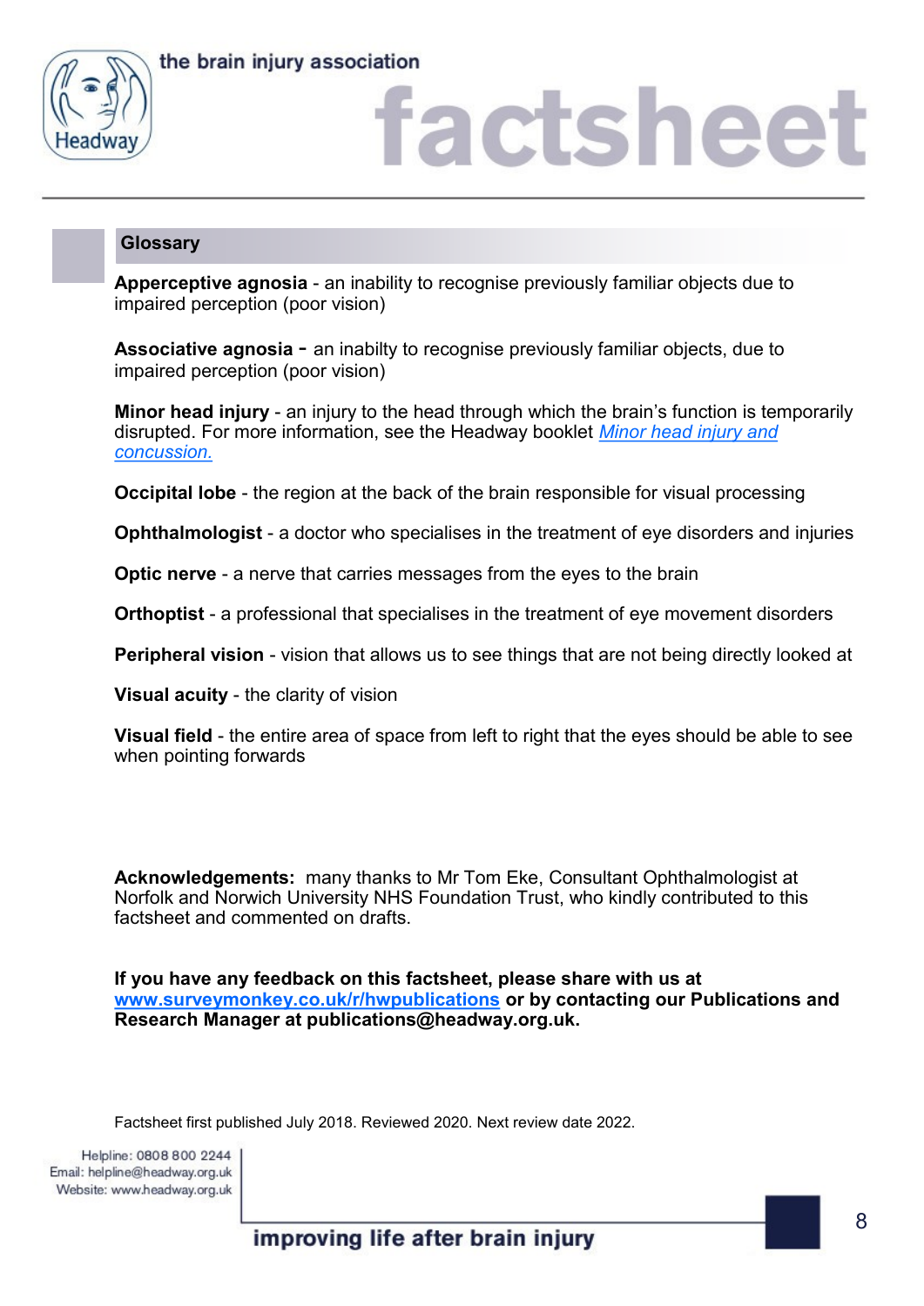## Glossary

**Apperceptive agnosia** - an inability to recognise previously familiar objects due to impaired perception (poor vision)

**Associative agnosia** - an inabilty to recognise previously familiar objects, due to impaired perception (poor vision)

**Minor head injury** - an injury to the head through which the brain's function is temporarily disrupted. For more information, see the Headway booklet *Minor head injury and concussion.*

**Occipital lobe** - the region at the back of the brain responsible for visual processing

**Ophthalmologist** - a doctor who specialises in the treatment of eye disorders and injuries

**Optic nerve** - a nerve that carries messages from the eyes to the brain

**Orthoptist** - a professional that specialises in the treatment of eye movement disorders

**Peripheral vision** - vision that allows us to see things that are not being directly looked at

**Visual acuity** - the clarity of vision

**Visual field** - the entire area of space from left to right that the eyes should be able to see when pointing forwards

**Acknowledgements:** many thanks to Mr Tom Eke, Consultant Ophthalmologist at Norfolk and Norwich University NHS Foundation Trust, who kindly contributed to this factsheet and commented on drafts.

**If you have any feedback on this factsheet, please share with us at www.surveymonkey.co.uk/r/hwpublications or by contacting our Publications and Research Manager at publications@headway.org.uk.**

Factsheet first published July 2018. Reviewed 2020. Next review date 2022.